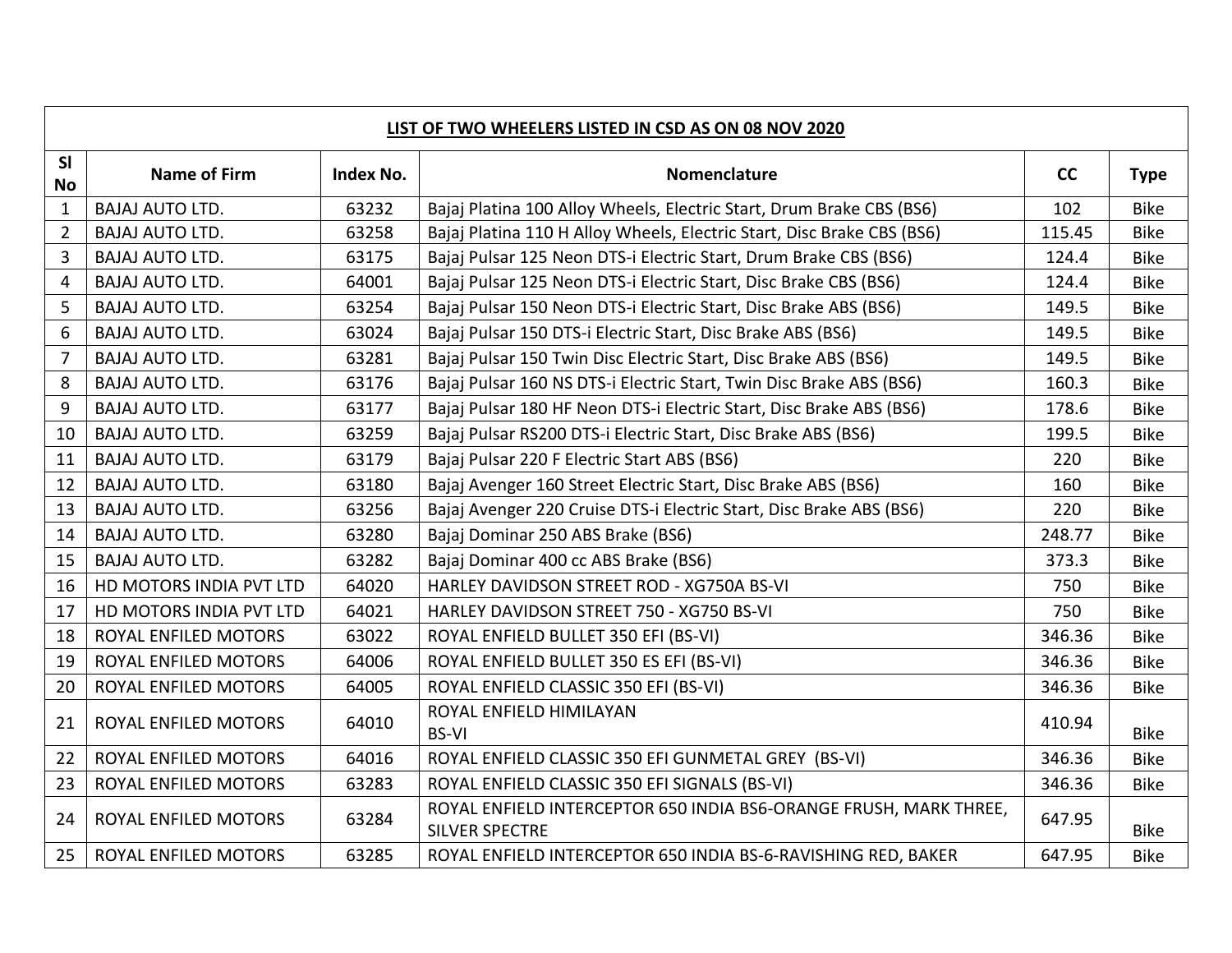**LIST OF TWO WHEELERS LISTED IN CSD AS ON 08 NOV 2020**

| Sl No | Name of Firm | Index No. | Nomenclature | CC | Type |
|---|---|---|---|---|---|
| 1 | BAJAJ AUTO LTD. | 63232 | Bajaj Platina 100 Alloy Wheels, Electric Start, Drum Brake CBS (BS6) | 102 | Bike |
| 2 | BAJAJ AUTO LTD. | 63258 | Bajaj Platina 110 H Alloy Wheels, Electric Start, Disc Brake CBS (BS6) | 115.45 | Bike |
| 3 | BAJAJ AUTO LTD. | 63175 | Bajaj Pulsar 125 Neon DTS-i Electric Start, Drum Brake CBS (BS6) | 124.4 | Bike |
| 4 | BAJAJ AUTO LTD. | 64001 | Bajaj Pulsar 125 Neon DTS-i Electric Start, Disc Brake CBS (BS6) | 124.4 | Bike |
| 5 | BAJAJ AUTO LTD. | 63254 | Bajaj Pulsar 150 Neon DTS-i Electric Start, Disc Brake ABS (BS6) | 149.5 | Bike |
| 6 | BAJAJ AUTO LTD. | 63024 | Bajaj Pulsar 150 DTS-i Electric Start, Disc Brake ABS (BS6) | 149.5 | Bike |
| 7 | BAJAJ AUTO LTD. | 63281 | Bajaj Pulsar 150 Twin Disc Electric Start, Disc Brake ABS (BS6) | 149.5 | Bike |
| 8 | BAJAJ AUTO LTD. | 63176 | Bajaj Pulsar 160 NS DTS-i Electric Start, Twin Disc Brake ABS (BS6) | 160.3 | Bike |
| 9 | BAJAJ AUTO LTD. | 63177 | Bajaj Pulsar 180 HF Neon DTS-i Electric Start, Disc Brake ABS (BS6) | 178.6 | Bike |
| 10 | BAJAJ AUTO LTD. | 63259 | Bajaj Pulsar RS200 DTS-i Electric Start, Disc Brake ABS (BS6) | 199.5 | Bike |
| 11 | BAJAJ AUTO LTD. | 63179 | Bajaj Pulsar 220 F Electric Start ABS (BS6) | 220 | Bike |
| 12 | BAJAJ AUTO LTD. | 63180 | Bajaj Avenger 160 Street Electric Start, Disc Brake ABS (BS6) | 160 | Bike |
| 13 | BAJAJ AUTO LTD. | 63256 | Bajaj Avenger 220 Cruise DTS-i Electric Start, Disc Brake ABS (BS6) | 220 | Bike |
| 14 | BAJAJ AUTO LTD. | 63280 | Bajaj Dominar 250 ABS Brake (BS6) | 248.77 | Bike |
| 15 | BAJAJ AUTO LTD. | 63282 | Bajaj Dominar 400 cc ABS Brake (BS6) | 373.3 | Bike |
| 16 | HD MOTORS INDIA PVT LTD | 64020 | HARLEY DAVIDSON STREET ROD - XG750A BS-VI | 750 | Bike |
| 17 | HD MOTORS INDIA PVT LTD | 64021 | HARLEY DAVIDSON STREET 750 - XG750 BS-VI | 750 | Bike |
| 18 | ROYAL ENFILED MOTORS | 63022 | ROYAL ENFIELD BULLET 350 EFI (BS-VI) | 346.36 | Bike |
| 19 | ROYAL ENFILED MOTORS | 64006 | ROYAL ENFIELD BULLET 350 ES EFI (BS-VI) | 346.36 | Bike |
| 20 | ROYAL ENFILED MOTORS | 64005 | ROYAL ENFIELD CLASSIC 350 EFI (BS-VI) | 346.36 | Bike |
| 21 | ROYAL ENFILED MOTORS | 64010 | ROYAL ENFIELD HIMILAYAN BS-VI | 410.94 | Bike |
| 22 | ROYAL ENFILED MOTORS | 64016 | ROYAL ENFIELD CLASSIC 350 EFI GUNMETAL GREY (BS-VI) | 346.36 | Bike |
| 23 | ROYAL ENFILED MOTORS | 63283 | ROYAL ENFIELD CLASSIC 350 EFI SIGNALS (BS-VI) | 346.36 | Bike |
| 24 | ROYAL ENFILED MOTORS | 63284 | ROYAL ENFIELD INTERCEPTOR 650 INDIA BS6-ORANGE FRUSH, MARK THREE, SILVER SPECTRE | 647.95 | Bike |
| 25 | ROYAL ENFILED MOTORS | 63285 | ROYAL ENFIELD INTERCEPTOR 650 INDIA BS-6-RAVISHING RED, BAKER | 647.95 | Bike |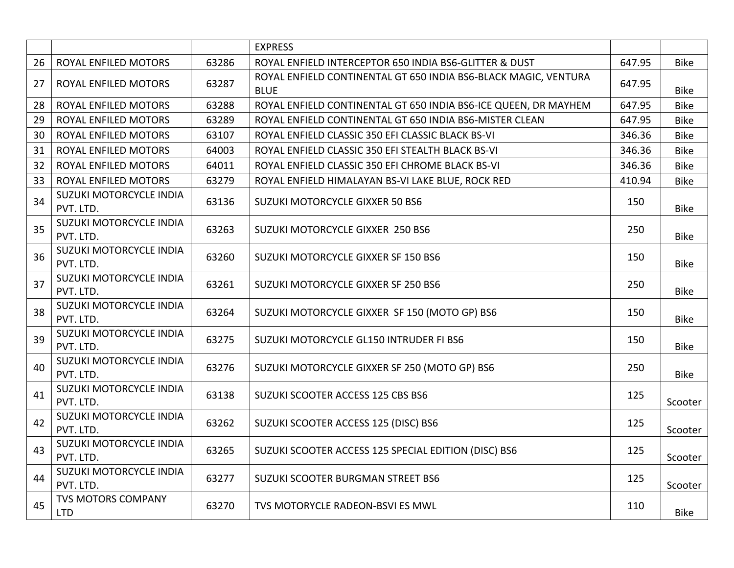|  |  |  |  |  |  |
|---|---|---|---|---|---|
|  |  |  | EXPRESS |  |  |
| 26 | ROYAL ENFILED MOTORS | 63286 | ROYAL ENFIELD INTERCEPTOR 650 INDIA BS6-GLITTER & DUST | 647.95 | Bike |
| 27 | ROYAL ENFILED MOTORS | 63287 | ROYAL ENFIELD CONTINENTAL GT 650 INDIA BS6-BLACK MAGIC, VENTURA BLUE | 647.95 | Bike |
| 28 | ROYAL ENFILED MOTORS | 63288 | ROYAL ENFIELD CONTINENTAL GT 650 INDIA BS6-ICE QUEEN, DR MAYHEM | 647.95 | Bike |
| 29 | ROYAL ENFILED MOTORS | 63289 | ROYAL ENFIELD CONTINENTAL GT 650 INDIA BS6-MISTER CLEAN | 647.95 | Bike |
| 30 | ROYAL ENFILED MOTORS | 63107 | ROYAL ENFIELD CLASSIC 350 EFI CLASSIC BLACK BS-VI | 346.36 | Bike |
| 31 | ROYAL ENFILED MOTORS | 64003 | ROYAL ENFIELD CLASSIC 350 EFI STEALTH BLACK BS-VI | 346.36 | Bike |
| 32 | ROYAL ENFILED MOTORS | 64011 | ROYAL ENFIELD CLASSIC 350 EFI CHROME BLACK BS-VI | 346.36 | Bike |
| 33 | ROYAL ENFILED MOTORS | 63279 | ROYAL ENFIELD HIMALAYAN BS-VI LAKE BLUE, ROCK RED | 410.94 | Bike |
| 34 | SUZUKI MOTORCYCLE INDIA PVT. LTD. | 63136 | SUZUKI MOTORCYCLE GIXXER 50 BS6 | 150 | Bike |
| 35 | SUZUKI MOTORCYCLE INDIA PVT. LTD. | 63263 | SUZUKI MOTORCYCLE GIXXER 250 BS6 | 250 | Bike |
| 36 | SUZUKI MOTORCYCLE INDIA PVT. LTD. | 63260 | SUZUKI MOTORCYCLE GIXXER SF 150 BS6 | 150 | Bike |
| 37 | SUZUKI MOTORCYCLE INDIA PVT. LTD. | 63261 | SUZUKI MOTORCYCLE GIXXER SF 250 BS6 | 250 | Bike |
| 38 | SUZUKI MOTORCYCLE INDIA PVT. LTD. | 63264 | SUZUKI MOTORCYCLE GIXXER SF 150 (MOTO GP) BS6 | 150 | Bike |
| 39 | SUZUKI MOTORCYCLE INDIA PVT. LTD. | 63275 | SUZUKI MOTORCYCLE GL150 INTRUDER FI BS6 | 150 | Bike |
| 40 | SUZUKI MOTORCYCLE INDIA PVT. LTD. | 63276 | SUZUKI MOTORCYCLE GIXXER SF 250 (MOTO GP) BS6 | 250 | Bike |
| 41 | SUZUKI MOTORCYCLE INDIA PVT. LTD. | 63138 | SUZUKI SCOOTER ACCESS 125 CBS BS6 | 125 | Scooter |
| 42 | SUZUKI MOTORCYCLE INDIA PVT. LTD. | 63262 | SUZUKI SCOOTER ACCESS 125 (DISC) BS6 | 125 | Scooter |
| 43 | SUZUKI MOTORCYCLE INDIA PVT. LTD. | 63265 | SUZUKI SCOOTER ACCESS 125 SPECIAL EDITION (DISC) BS6 | 125 | Scooter |
| 44 | SUZUKI MOTORCYCLE INDIA PVT. LTD. | 63277 | SUZUKI SCOOTER BURGMAN STREET BS6 | 125 | Scooter |
| 45 | TVS MOTORS COMPANY LTD | 63270 | TVS MOTORYCLE RADEON-BSVI ES MWL | 110 | Bike |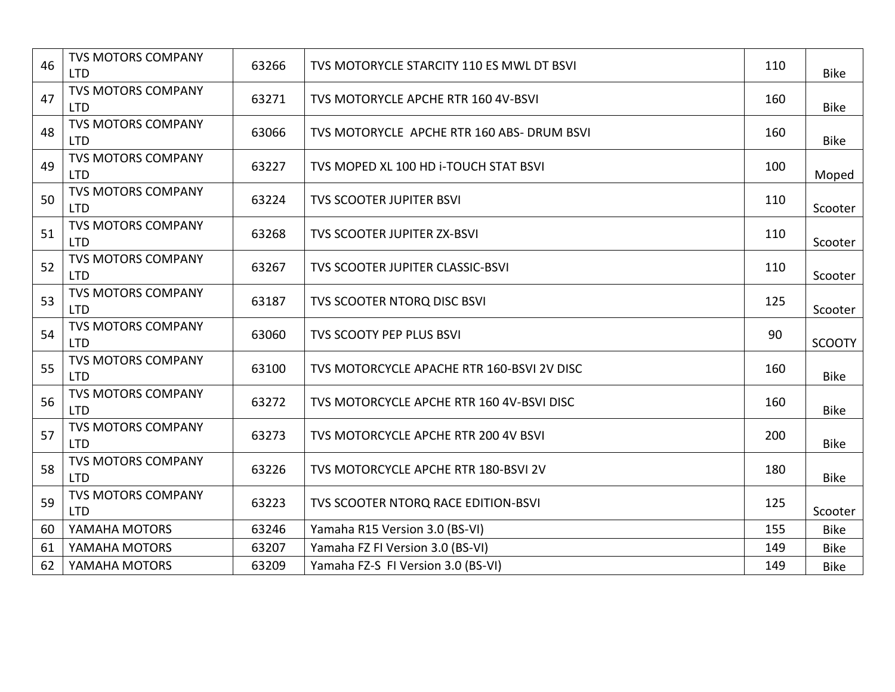| | | | | | |
|---|---|---|---|---|---|
| 46 | TVS MOTORS COMPANY LTD | 63266 | TVS MOTORYCLE STARCITY 110 ES MWL DT BSVI | 110 | Bike |
| 47 | TVS MOTORS COMPANY LTD | 63271 | TVS MOTORYCLE APCHE RTR 160 4V-BSVI | 160 | Bike |
| 48 | TVS MOTORS COMPANY LTD | 63066 | TVS MOTORYCLE  APCHE RTR 160 ABS- DRUM BSVI | 160 | Bike |
| 49 | TVS MOTORS COMPANY LTD | 63227 | TVS MOPED XL 100 HD i-TOUCH STAT BSVI | 100 | Moped |
| 50 | TVS MOTORS COMPANY LTD | 63224 | TVS SCOOTER JUPITER BSVI | 110 | Scooter |
| 51 | TVS MOTORS COMPANY LTD | 63268 | TVS SCOOTER JUPITER ZX-BSVI | 110 | Scooter |
| 52 | TVS MOTORS COMPANY LTD | 63267 | TVS SCOOTER JUPITER CLASSIC-BSVI | 110 | Scooter |
| 53 | TVS MOTORS COMPANY LTD | 63187 | TVS SCOOTER NTORQ DISC BSVI | 125 | Scooter |
| 54 | TVS MOTORS COMPANY LTD | 63060 | TVS SCOOTY PEP PLUS BSVI | 90 | SCOOTY |
| 55 | TVS MOTORS COMPANY LTD | 63100 | TVS MOTORCYCLE APACHE RTR 160-BSVI 2V DISC | 160 | Bike |
| 56 | TVS MOTORS COMPANY LTD | 63272 | TVS MOTORCYCLE APCHE RTR 160 4V-BSVI DISC | 160 | Bike |
| 57 | TVS MOTORS COMPANY LTD | 63273 | TVS MOTORCYCLE APCHE RTR 200 4V BSVI | 200 | Bike |
| 58 | TVS MOTORS COMPANY LTD | 63226 | TVS MOTORCYCLE APCHE RTR 180-BSVI 2V | 180 | Bike |
| 59 | TVS MOTORS COMPANY LTD | 63223 | TVS SCOOTER NTORQ RACE EDITION-BSVI | 125 | Scooter |
| 60 | YAMAHA MOTORS | 63246 | Yamaha R15 Version 3.0 (BS-VI) | 155 | Bike |
| 61 | YAMAHA MOTORS | 63207 | Yamaha FZ FI Version 3.0 (BS-VI) | 149 | Bike |
| 62 | YAMAHA MOTORS | 63209 | Yamaha FZ-S  FI Version 3.0 (BS-VI) | 149 | Bike |